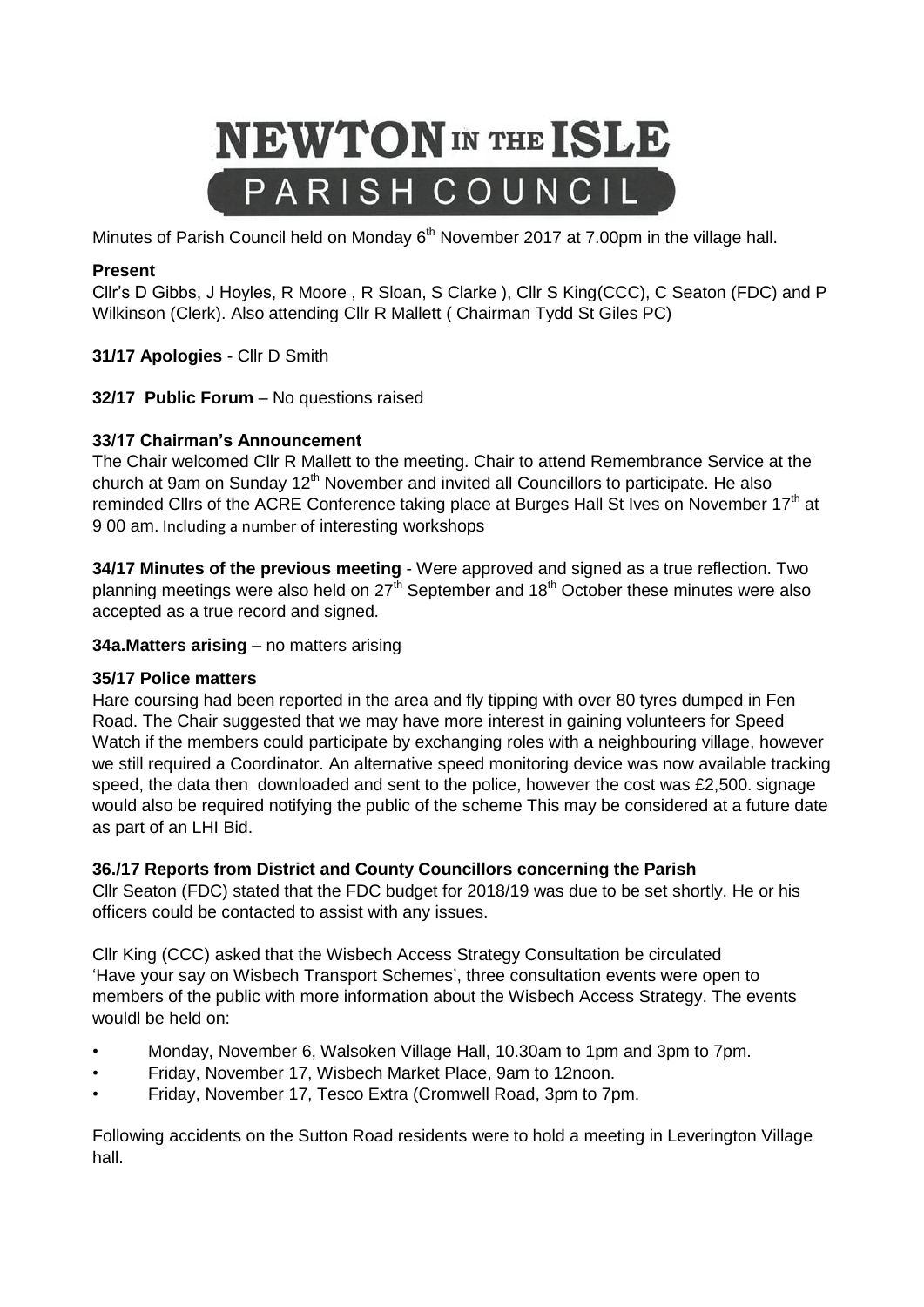# NEWTON IN THE ISLE PARISH COUNCIL

Minutes of Parish Council held on Monday 6th November 2017 at 7.00pm in the village hall.

**Present**

Cllr's D Gibbs, J Hoyles, R Moore , R Sloan, S Clarke ), Cllr S King(CCC), C Seaton (FDC) and P Wilkinson (Clerk). Also attending Cllr R Mallett ( Chairman Tydd St Giles PC)

**31/17 Apologies** - Cllr D Smith

**32/17 Public Forum** – No questions raised

**33/17 Chairman's Announcement**

The Chair welcomed Cllr R Mallett to the meeting. Chair to attend Remembrance Service at the church at 9am on Sunday 12th November and invited all Councillors to participate. He also reminded Cllrs of the ACRE Conference taking place at Burges Hall St Ives on November 17th at 9 00 am. Including a number of interesting workshops

**34/17 Minutes of the previous meeting** - Were approved and signed as a true reflection. Two planning meetings were also held on 27th September and 18th October these minutes were also accepted as a true record and signed.

**34a.Matters arising** – no matters arising

**35/17 Police matters**

Hare coursing had been reported in the area and fly tipping with over 80 tyres dumped in Fen Road. The Chair suggested that we may have more interest in gaining volunteers for Speed Watch if the members could participate by exchanging roles with a neighbouring village, however we still required a Coordinator. An alternative speed monitoring device was now available tracking speed, the data then downloaded and sent to the police, however the cost was £2,500. signage would also be required notifying the public of the scheme This may be considered at a future date as part of an LHI Bid.

**36./17 Reports from District and County Councillors concerning the Parish**

Cllr Seaton (FDC) stated that the FDC budget for 2018/19 was due to be set shortly. He or his officers could be contacted to assist with any issues.

Cllr King (CCC) asked that the Wisbech Access Strategy Consultation be circulated 'Have your say on Wisbech Transport Schemes', three consultation events were open to members of the public with more information about the Wisbech Access Strategy. The events wouldl be held on:

- Monday, November 6, Walsoken Village Hall, 10.30am to 1pm and 3pm to 7pm.
- Friday, November 17, Wisbech Market Place, 9am to 12noon.
- Friday, November 17, Tesco Extra (Cromwell Road, 3pm to 7pm.

Following accidents on the Sutton Road residents were to hold a meeting in Leverington Village hall.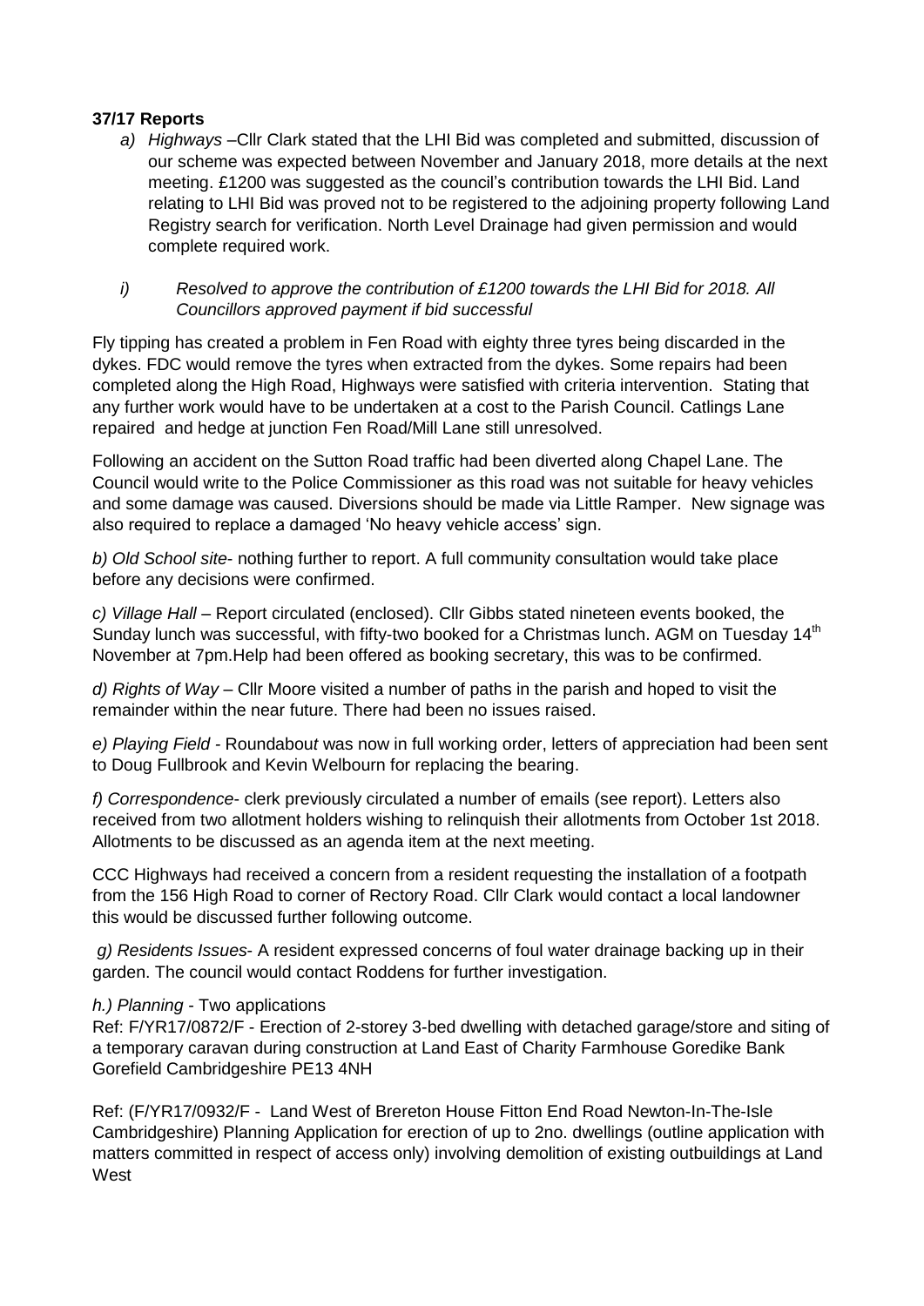**37/17 Reports**

*a) Highways* –Cllr Clark stated that the LHI Bid was completed and submitted, discussion of our scheme was expected between November and January 2018, more details at the next meeting. £1200 was suggested as the council's contribution towards the LHI Bid. Land relating to LHI Bid was proved not to be registered to the adjoining property following Land Registry search for verification. North Level Drainage had given permission and would complete required work.

*i) Resolved to approve the contribution of £1200 towards the LHI Bid for 2018. All Councillors approved payment if bid successful*

Fly tipping has created a problem in Fen Road with eighty three tyres being discarded in the dykes. FDC would remove the tyres when extracted from the dykes. Some repairs had been completed along the High Road, Highways were satisfied with criteria intervention. Stating that any further work would have to be undertaken at a cost to the Parish Council. Catlings Lane repaired and hedge at junction Fen Road/Mill Lane still unresolved.

Following an accident on the Sutton Road traffic had been diverted along Chapel Lane. The Council would write to the Police Commissioner as this road was not suitable for heavy vehicles and some damage was caused. Diversions should be made via Little Ramper. New signage was also required to replace a damaged 'No heavy vehicle access' sign.

*b) Old School site*- nothing further to report. A full community consultation would take place before any decisions were confirmed.

*c) Village Hall* – Report circulated (enclosed). Cllr Gibbs stated nineteen events booked, the Sunday lunch was successful, with fifty-two booked for a Christmas lunch. AGM on Tuesday 14th November at 7pm.Help had been offered as booking secretary, this was to be confirmed.

*d) Rights of Way* – Cllr Moore visited a number of paths in the parish and hoped to visit the remainder within the near future. There had been no issues raised.

*e) Playing Field* - Roundabout was now in full working order, letters of appreciation had been sent to Doug Fullbrook and Kevin Welbourn for replacing the bearing.

*f) Correspondence*- clerk previously circulated a number of emails (see report). Letters also received from two allotment holders wishing to relinquish their allotments from October 1st 2018. Allotments to be discussed as an agenda item at the next meeting.

CCC Highways had received a concern from a resident requesting the installation of a footpath from the 156 High Road to corner of Rectory Road. Cllr Clark would contact a local landowner this would be discussed further following outcome.

*g) Residents Issues*- A resident expressed concerns of foul water drainage backing up in their garden. The council would contact Roddens for further investigation.

*h.) Planning* - Two applications

Ref: F/YR17/0872/F - Erection of 2-storey 3-bed dwelling with detached garage/store and siting of a temporary caravan during construction at Land East of Charity Farmhouse Goredike Bank Gorefield Cambridgeshire PE13 4NH

Ref: (F/YR17/0932/F - Land West of Brereton House Fitton End Road Newton-In-The-Isle Cambridgeshire) Planning Application for erection of up to 2no. dwellings (outline application with matters committed in respect of access only) involving demolition of existing outbuildings at Land West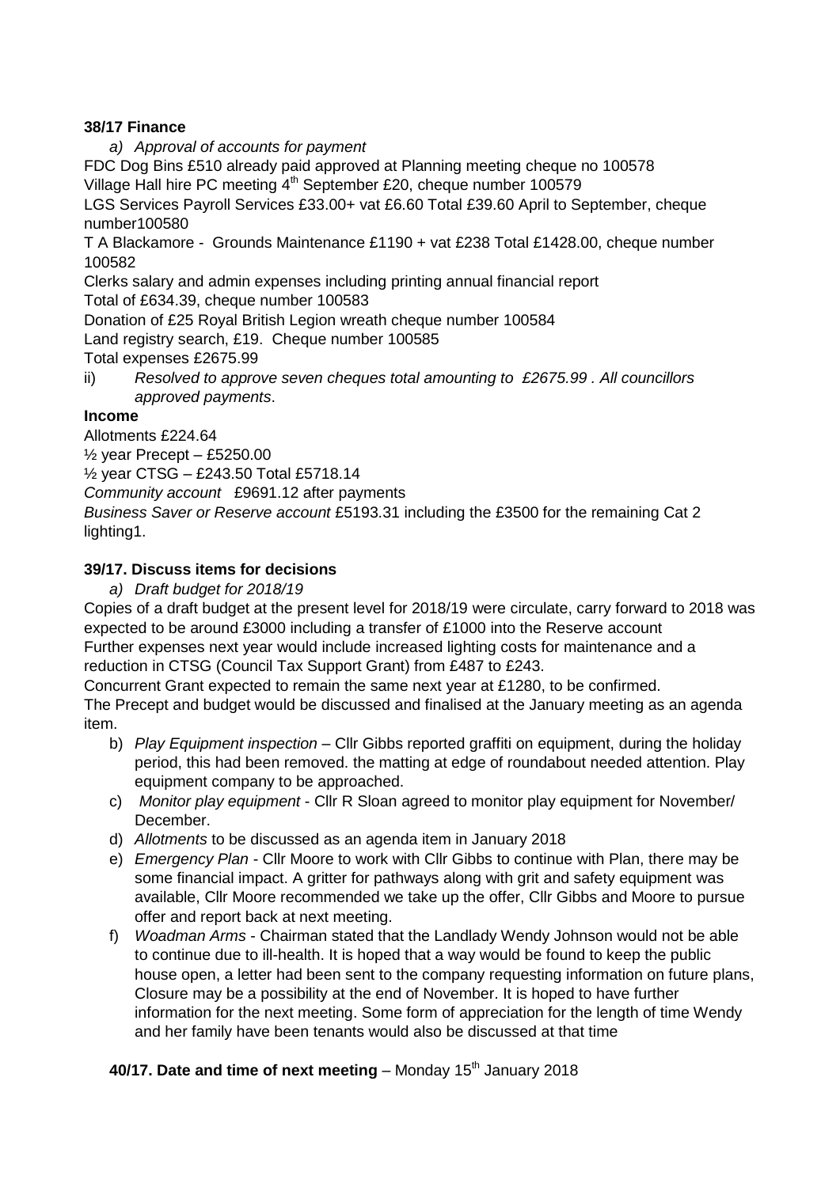**38/17 Finance**

*a) Approval of accounts for payment*

FDC Dog Bins £510 already paid approved at Planning meeting cheque no 100578
Village Hall hire PC meeting 4th September £20, cheque number 100579
LGS Services Payroll Services £33.00+ vat £6.60 Total £39.60 April to September, cheque number100580
T A Blackamore - Grounds Maintenance £1190 + vat £238 Total £1428.00, cheque number 100582
Clerks salary and admin expenses including printing annual financial report
Total of £634.39, cheque number 100583
Donation of £25 Royal British Legion wreath cheque number 100584
Land registry search, £19. Cheque number 100585
Total expenses £2675.99

ii) *Resolved to approve seven cheques total amounting to £2675.99 . All councillors approved payments*.

**Income**

Allotments £224.64
½ year Precept – £5250.00
½ year CTSG – £243.50 Total £5718.14
*Community account* £9691.12 after payments
*Business Saver or Reserve account* £5193.31 including the £3500 for the remaining Cat 2 lighting1.

**39/17. Discuss items for decisions**

*a) Draft budget for 2018/19*

Copies of a draft budget at the present level for 2018/19 were circulate, carry forward to 2018 was expected to be around £3000 including a transfer of £1000 into the Reserve account
Further expenses next year would include increased lighting costs for maintenance and a reduction in CTSG (Council Tax Support Grant) from £487 to £243.
Concurrent Grant expected to remain the same next year at £1280, to be confirmed.
The Precept and budget would be discussed and finalised at the January meeting as an agenda item.

b) *Play Equipment inspection* – Cllr Gibbs reported graffiti on equipment, during the holiday period, this had been removed. the matting at edge of roundabout needed attention. Play equipment company to be approached.
c) *Monitor play equipment* - Cllr R Sloan agreed to monitor play equipment for November/ December.
d) *Allotments* to be discussed as an agenda item in January 2018
e) *Emergency Plan* - Cllr Moore to work with Cllr Gibbs to continue with Plan, there may be some financial impact. A gritter for pathways along with grit and safety equipment was available, Cllr Moore recommended we take up the offer, Cllr Gibbs and Moore to pursue offer and report back at next meeting.
f) *Woadman Arms* - Chairman stated that the Landlady Wendy Johnson would not be able to continue due to ill-health. It is hoped that a way would be found to keep the public house open, a letter had been sent to the company requesting information on future plans, Closure may be a possibility at the end of November. It is hoped to have further information for the next meeting. Some form of appreciation for the length of time Wendy and her family have been tenants would also be discussed at that time

**40/17. Date and time of next meeting** – Monday 15th January 2018